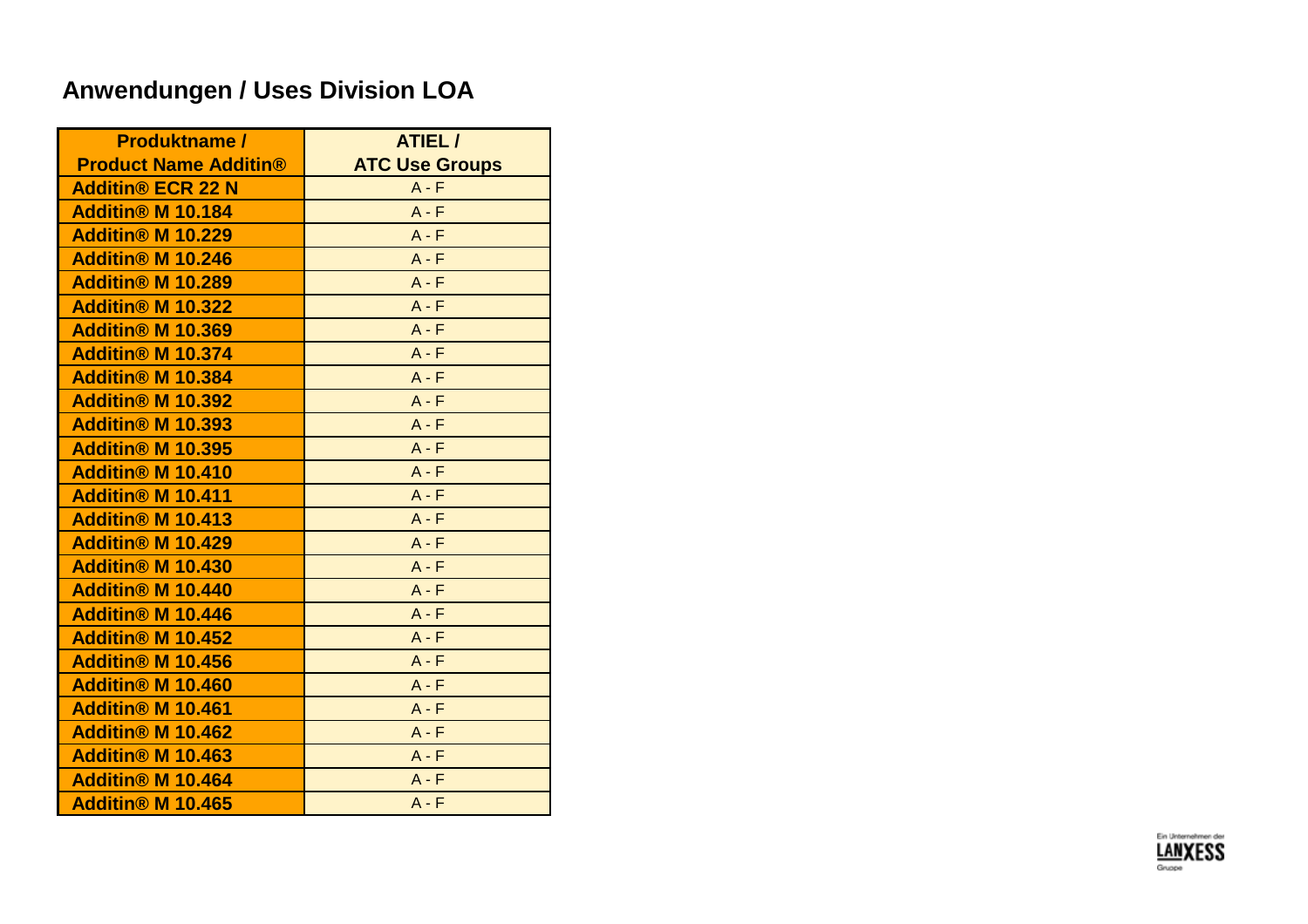# Anwendungen / Uses Division LOA

| Produktname / Product Name Additin® | ATIEL / ATC Use Groups |
|---|---|
| Additin® ECR 22 N | A - F |
| Additin® M 10.184 | A - F |
| Additin® M 10.229 | A - F |
| Additin® M 10.246 | A - F |
| Additin® M 10.289 | A - F |
| Additin® M 10.322 | A - F |
| Additin® M 10.369 | A - F |
| Additin® M 10.374 | A - F |
| Additin® M 10.384 | A - F |
| Additin® M 10.392 | A - F |
| Additin® M 10.393 | A - F |
| Additin® M 10.395 | A - F |
| Additin® M 10.410 | A - F |
| Additin® M 10.411 | A - F |
| Additin® M 10.413 | A - F |
| Additin® M 10.429 | A - F |
| Additin® M 10.430 | A - F |
| Additin® M 10.440 | A - F |
| Additin® M 10.446 | A - F |
| Additin® M 10.452 | A - F |
| Additin® M 10.456 | A - F |
| Additin® M 10.460 | A - F |
| Additin® M 10.461 | A - F |
| Additin® M 10.462 | A - F |
| Additin® M 10.463 | A - F |
| Additin® M 10.464 | A - F |
| Additin® M 10.465 | A - F |

Ein Unternehmen der LANXESS Gruppe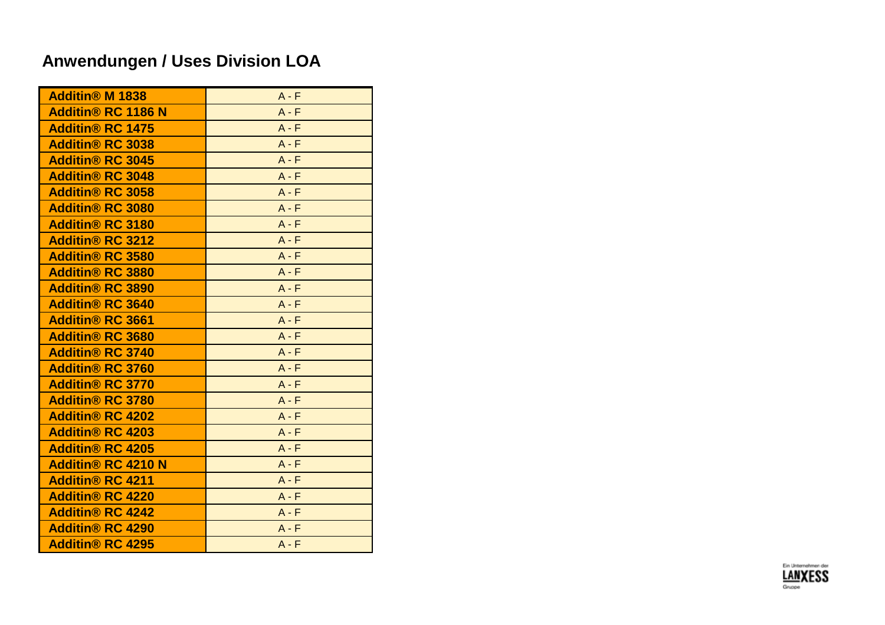## Anwendungen / Uses Division LOA

| | |
|---|---|
| **Additin® M 1838** | A - F |
| **Additin® RC 1186 N** | A - F |
| **Additin® RC 1475** | A - F |
| **Additin® RC 3038** | A - F |
| **Additin® RC 3045** | A - F |
| **Additin® RC 3048** | A - F |
| **Additin® RC 3058** | A - F |
| **Additin® RC 3080** | A - F |
| **Additin® RC 3180** | A - F |
| **Additin® RC 3212** | A - F |
| **Additin® RC 3580** | A - F |
| **Additin® RC 3880** | A - F |
| **Additin® RC 3890** | A - F |
| **Additin® RC 3640** | A - F |
| **Additin® RC 3661** | A - F |
| **Additin® RC 3680** | A - F |
| **Additin® RC 3740** | A - F |
| **Additin® RC 3760** | A - F |
| **Additin® RC 3770** | A - F |
| **Additin® RC 3780** | A - F |
| **Additin® RC 4202** | A - F |
| **Additin® RC 4203** | A - F |
| **Additin® RC 4205** | A - F |
| **Additin® RC 4210 N** | A - F |
| **Additin® RC 4211** | A - F |
| **Additin® RC 4220** | A - F |
| **Additin® RC 4242** | A - F |
| **Additin® RC 4290** | A - F |
| **Additin® RC 4295** | A - F |

Ein Unternehmen der LANXESS Gruppe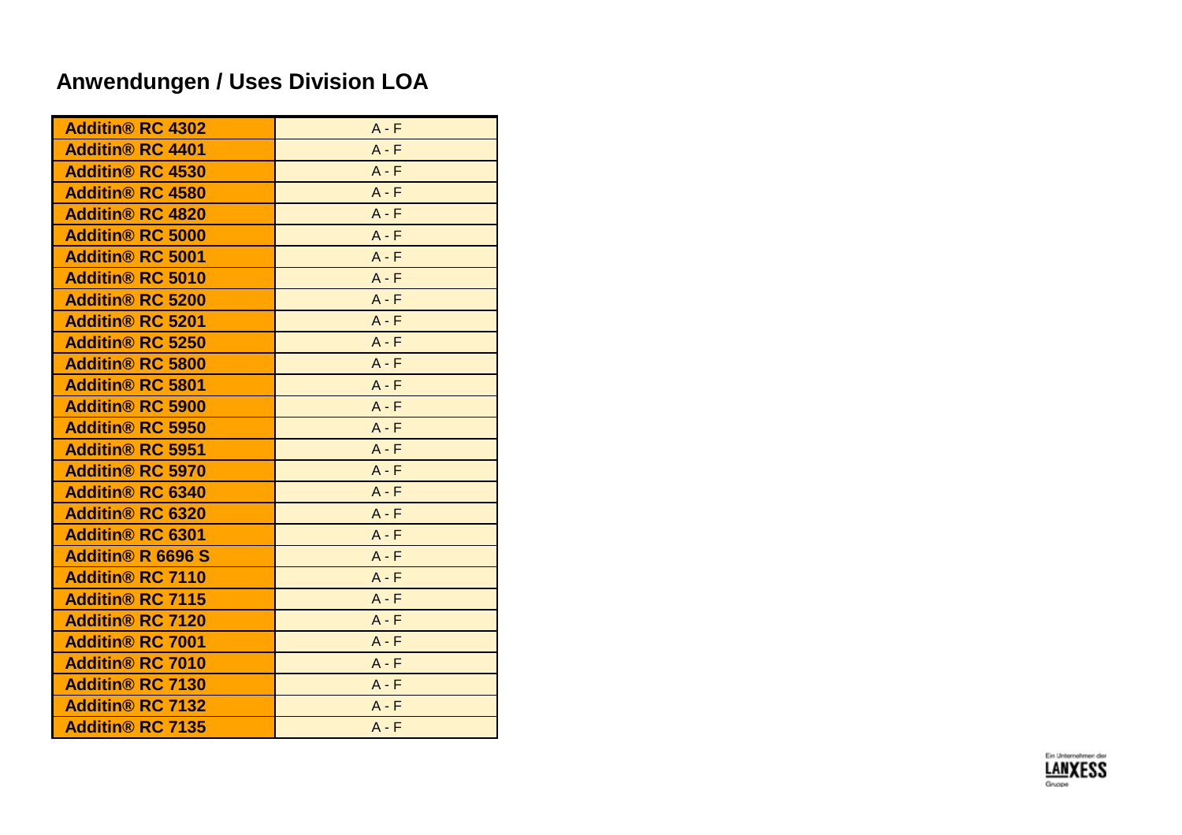# Anwendungen / Uses Division LOA

| | |
|---|---|
| **Additin® RC 4302** | A - F |
| **Additin® RC 4401** | A - F |
| **Additin® RC 4530** | A - F |
| **Additin® RC 4580** | A - F |
| **Additin® RC 4820** | A - F |
| **Additin® RC 5000** | A - F |
| **Additin® RC 5001** | A - F |
| **Additin® RC 5010** | A - F |
| **Additin® RC 5200** | A - F |
| **Additin® RC 5201** | A - F |
| **Additin® RC 5250** | A - F |
| **Additin® RC 5800** | A - F |
| **Additin® RC 5801** | A - F |
| **Additin® RC 5900** | A - F |
| **Additin® RC 5950** | A - F |
| **Additin® RC 5951** | A - F |
| **Additin® RC 5970** | A - F |
| **Additin® RC 6340** | A - F |
| **Additin® RC 6320** | A - F |
| **Additin® RC 6301** | A - F |
| **Additin® R 6696 S** | A - F |
| **Additin® RC 7110** | A - F |
| **Additin® RC 7115** | A - F |
| **Additin® RC 7120** | A - F |
| **Additin® RC 7001** | A - F |
| **Additin® RC 7010** | A - F |
| **Additin® RC 7130** | A - F |
| **Additin® RC 7132** | A - F |
| **Additin® RC 7135** | A - F |

Ein Unternehmen der LANXESS Gruppe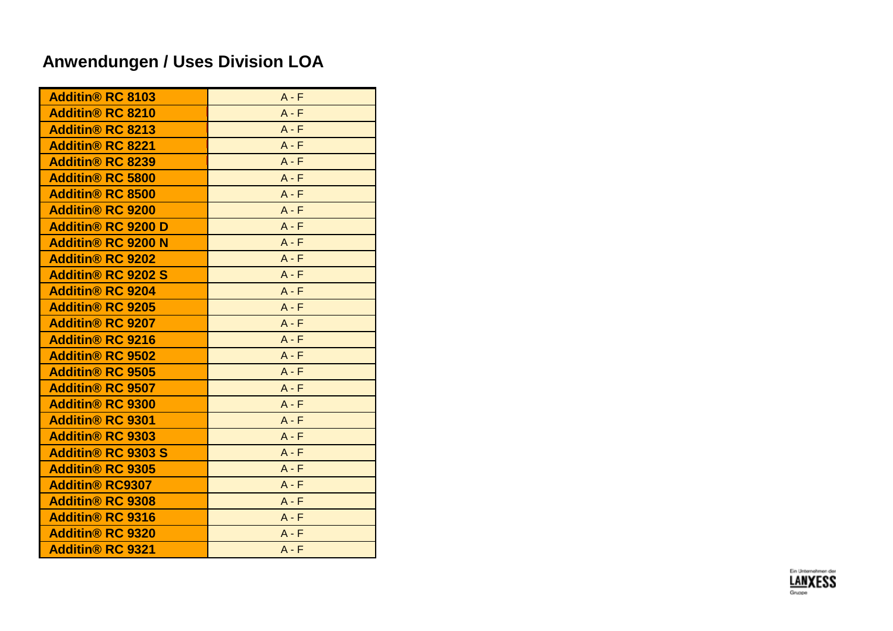# Anwendungen / Uses Division LOA

| | |
|---|---|
| **Additin® RC 8103** | A - F |
| **Additin® RC 8210** | A - F |
| **Additin® RC 8213** | A - F |
| **Additin® RC 8221** | A - F |
| **Additin® RC 8239** | A - F |
| **Additin® RC 5800** | A - F |
| **Additin® RC 8500** | A - F |
| **Additin® RC 9200** | A - F |
| **Additin® RC 9200 D** | A - F |
| **Additin® RC 9200 N** | A - F |
| **Additin® RC 9202** | A - F |
| **Additin® RC 9202 S** | A - F |
| **Additin® RC 9204** | A - F |
| **Additin® RC 9205** | A - F |
| **Additin® RC 9207** | A - F |
| **Additin® RC 9216** | A - F |
| **Additin® RC 9502** | A - F |
| **Additin® RC 9505** | A - F |
| **Additin® RC 9507** | A - F |
| **Additin® RC 9300** | A - F |
| **Additin® RC 9301** | A - F |
| **Additin® RC 9303** | A - F |
| **Additin® RC 9303 S** | A - F |
| **Additin® RC 9305** | A - F |
| **Additin® RC9307** | A - F |
| **Additin® RC 9308** | A - F |
| **Additin® RC 9316** | A - F |
| **Additin® RC 9320** | A - F |
| **Additin® RC 9321** | A - F |

Ein Unternehmen der LANXESS Gruppe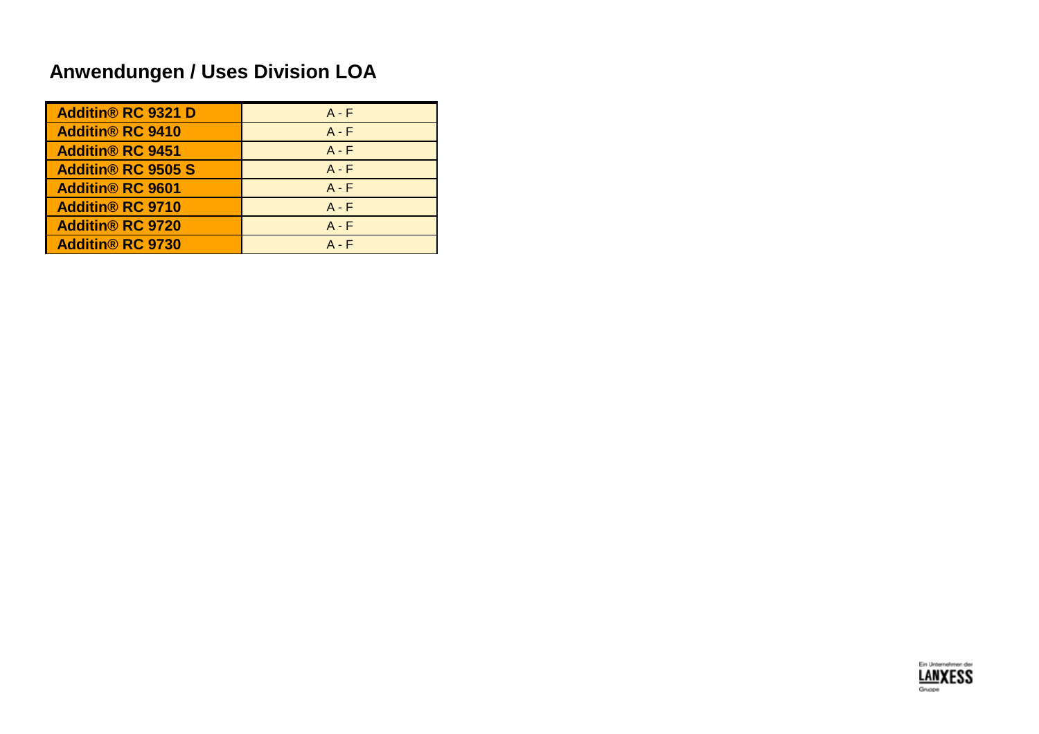# Anwendungen / Uses Division LOA

| | |
|---|---|
| **Additin® RC 9321 D** | A - F |
| **Additin® RC 9410** | A - F |
| **Additin® RC 9451** | A - F |
| **Additin® RC 9505 S** | A - F |
| **Additin® RC 9601** | A - F |
| **Additin® RC 9710** | A - F |
| **Additin® RC 9720** | A - F |
| **Additin® RC 9730** | A - F |

Ein Unternehmen der
LANXESS
Gruppe